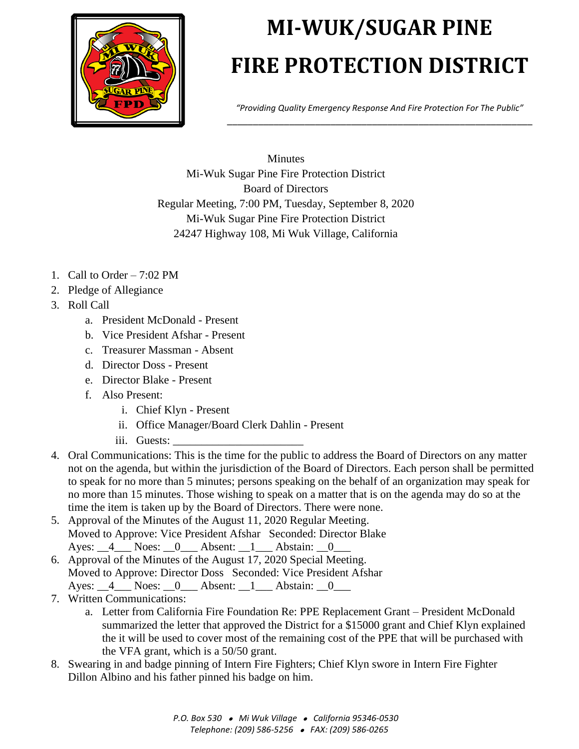# MI-WUK/SUGAR PINE FIRE PROTECTION DISTRICT

*"Providing Quality Emergency Response And Fire Protection For The Public"*

Minutes
Mi-Wuk Sugar Pine Fire Protection District
Board of Directors
Regular Meeting, 7:00 PM, Tuesday, September 8, 2020
Mi-Wuk Sugar Pine Fire Protection District
24247 Highway 108, Mi Wuk Village, California

1. Call to Order – 7:02 PM
2. Pledge of Allegiance
3. Roll Call
   a. President McDonald - Present
   b. Vice President Afshar - Present
   c. Treasurer Massman - Absent
   d. Director Doss - Present
   e. Director Blake - Present
   f. Also Present:
      i. Chief Klyn - Present
      ii. Office Manager/Board Clerk Dahlin - Present
      iii. Guests: _______________________
4. Oral Communications: This is the time for the public to address the Board of Directors on any matter not on the agenda, but within the jurisdiction of the Board of Directors. Each person shall be permitted to speak for no more than 5 minutes; persons speaking on the behalf of an organization may speak for no more than 15 minutes. Those wishing to speak on a matter that is on the agenda may do so at the time the item is taken up by the Board of Directors. There were none.
5. Approval of the Minutes of the August 11, 2020 Regular Meeting.
   Moved to Approve: Vice President Afshar Seconded: Director Blake
   Ayes: __4___ Noes: __0___ Absent: __1___ Abstain: __0___
6. Approval of the Minutes of the August 17, 2020 Special Meeting.
   Moved to Approve: Director Doss Seconded: Vice President Afshar
   Ayes: __4___ Noes: __0___ Absent: __1___ Abstain: __0___
7. Written Communications:
   a. Letter from California Fire Foundation Re: PPE Replacement Grant – President McDonald summarized the letter that approved the District for a $15000 grant and Chief Klyn explained the it will be used to cover most of the remaining cost of the PPE that will be purchased with the VFA grant, which is a 50/50 grant.
8. Swearing in and badge pinning of Intern Fire Fighters; Chief Klyn swore in Intern Fire Fighter Dillon Albino and his father pinned his badge on him.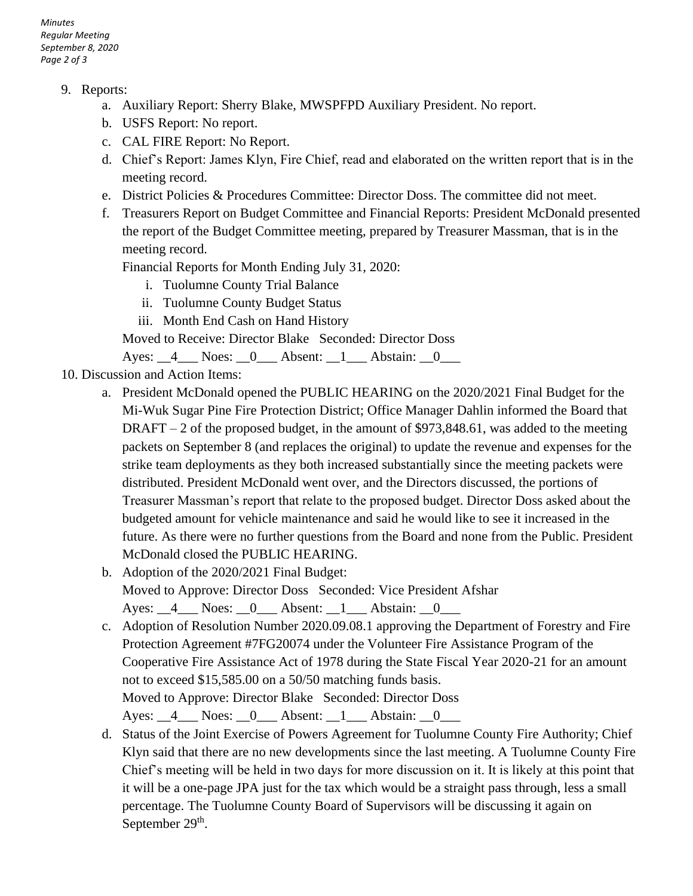9. Reports:
    a. Auxiliary Report: Sherry Blake, MWSPFPD Auxiliary President. No report.
    b. USFS Report: No report.
    c. CAL FIRE Report: No Report.
    d. Chief's Report: James Klyn, Fire Chief, read and elaborated on the written report that is in the meeting record.
    e. District Policies & Procedures Committee: Director Doss. The committee did not meet.
    f. Treasurers Report on Budget Committee and Financial Reports: President McDonald presented the report of the Budget Committee meeting, prepared by Treasurer Massman, that is in the meeting record.

       Financial Reports for Month Ending July 31, 2020:

        i. Tuolumne County Trial Balance
        ii. Tuolumne County Budget Status
        iii. Month End Cash on Hand History

       Moved to Receive: Director Blake Seconded: Director Doss

       Ayes: __4___ Noes: __0___ Absent: __1___ Abstain: __0___

10. Discussion and Action Items:
    a. President McDonald opened the PUBLIC HEARING on the 2020/2021 Final Budget for the Mi-Wuk Sugar Pine Fire Protection District; Office Manager Dahlin informed the Board that DRAFT – 2 of the proposed budget, in the amount of $973,848.61, was added to the meeting packets on September 8 (and replaces the original) to update the revenue and expenses for the strike team deployments as they both increased substantially since the meeting packets were distributed. President McDonald went over, and the Directors discussed, the portions of Treasurer Massman's report that relate to the proposed budget. Director Doss asked about the budgeted amount for vehicle maintenance and said he would like to see it increased in the future. As there were no further questions from the Board and none from the Public. President McDonald closed the PUBLIC HEARING.
    b. Adoption of the 2020/2021 Final Budget:

       Moved to Approve: Director Doss Seconded: Vice President Afshar

       Ayes: __4___ Noes: __0___ Absent: __1___ Abstain: __0___
    c. Adoption of Resolution Number 2020.09.08.1 approving the Department of Forestry and Fire Protection Agreement #7FG20074 under the Volunteer Fire Assistance Program of the Cooperative Fire Assistance Act of 1978 during the State Fiscal Year 2020-21 for an amount not to exceed $15,585.00 on a 50/50 matching funds basis.

       Moved to Approve: Director Blake Seconded: Director Doss

       Ayes: __4___ Noes: __0___ Absent: __1___ Abstain: __0___
    d. Status of the Joint Exercise of Powers Agreement for Tuolumne County Fire Authority; Chief Klyn said that there are no new developments since the last meeting. A Tuolumne County Fire Chief's meeting will be held in two days for more discussion on it. It is likely at this point that it will be a one-page JPA just for the tax which would be a straight pass through, less a small percentage. The Tuolumne County Board of Supervisors will be discussing it again on September 29th.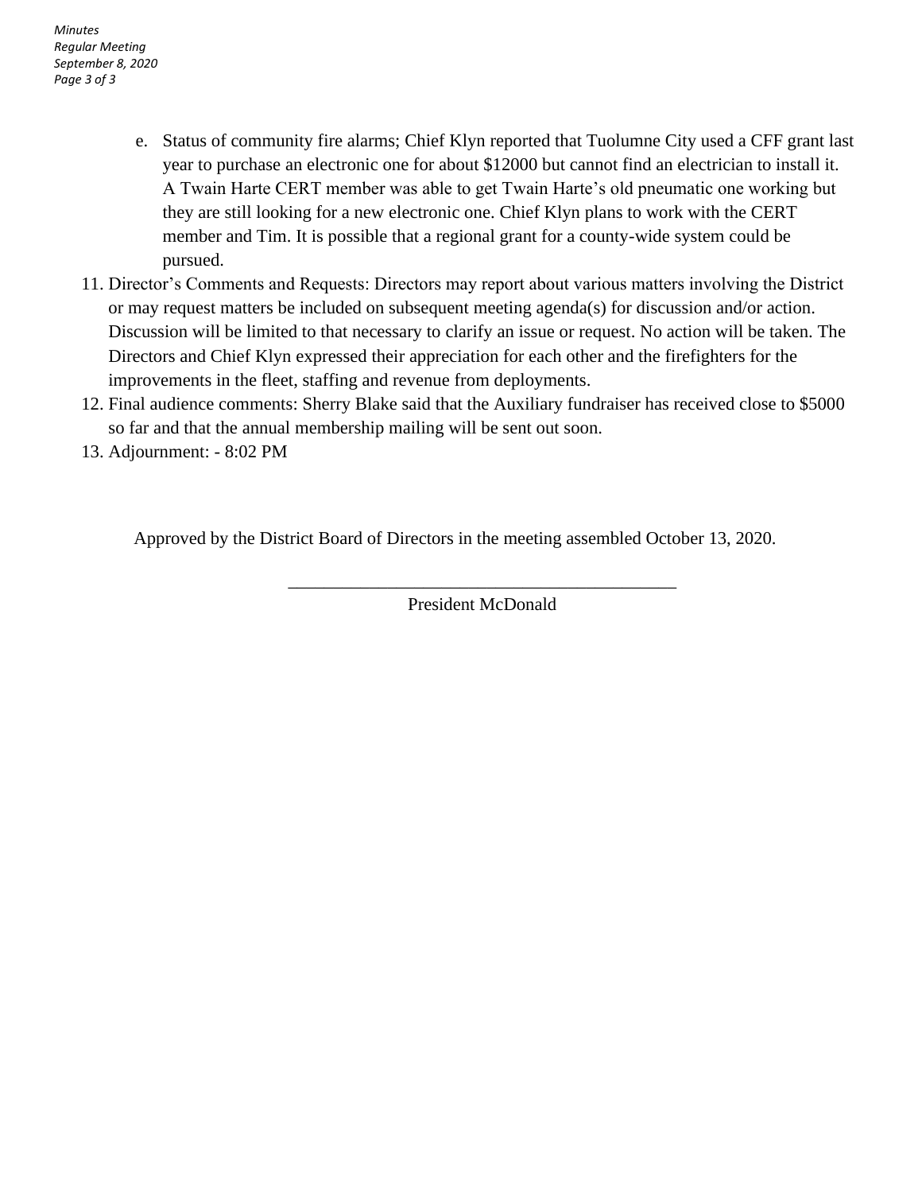e. Status of community fire alarms; Chief Klyn reported that Tuolumne City used a CFF grant last year to purchase an electronic one for about $12000 but cannot find an electrician to install it. A Twain Harte CERT member was able to get Twain Harte's old pneumatic one working but they are still looking for a new electronic one. Chief Klyn plans to work with the CERT member and Tim. It is possible that a regional grant for a county-wide system could be pursued.

11. Director's Comments and Requests: Directors may report about various matters involving the District or may request matters be included on subsequent meeting agenda(s) for discussion and/or action. Discussion will be limited to that necessary to clarify an issue or request. No action will be taken. The Directors and Chief Klyn expressed their appreciation for each other and the firefighters for the improvements in the fleet, staffing and revenue from deployments.
12. Final audience comments: Sherry Blake said that the Auxiliary fundraiser has received close to $5000 so far and that the annual membership mailing will be sent out soon.
13. Adjournment: - 8:02 PM

Approved by the District Board of Directors in the meeting assembled October 13, 2020.

\_\_\_\_\_\_\_\_\_\_\_\_\_\_\_\_\_\_\_\_\_\_\_\_\_\_\_\_\_\_\_\_\_\_\_\_\_\_\_\_\_\_\_\_

President McDonald